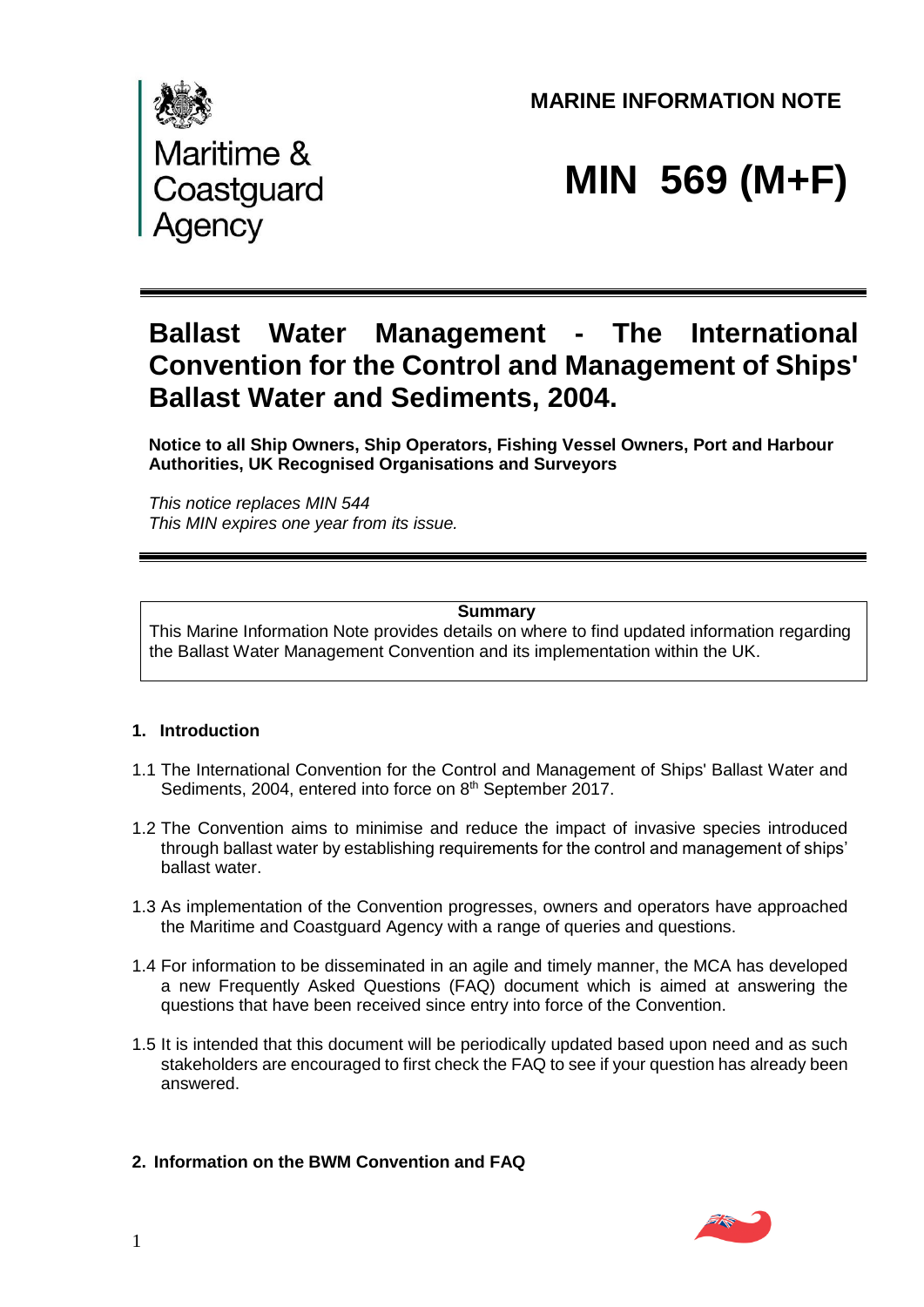MARINE INFORMATION NOTE

Maritime & Coastguard Agency

# MIN 569 (M+F)

## Ballast Water Management - The International Convention for the Control and Management of Ships' Ballast Water and Sediments, 2004.

**Notice to all Ship Owners, Ship Operators, Fishing Vessel Owners, Port and Harbour Authorities, UK Recognised Organisations and Surveyors**

*This notice replaces MIN 544*
*This MIN expires one year from its issue.*

**Summary**

This Marine Information Note provides details on where to find updated information regarding the Ballast Water Management Convention and its implementation within the UK.

### 1. Introduction

1.1 The International Convention for the Control and Management of Ships' Ballast Water and Sediments, 2004, entered into force on 8th September 2017.

1.2 The Convention aims to minimise and reduce the impact of invasive species introduced through ballast water by establishing requirements for the control and management of ships' ballast water.

1.3 As implementation of the Convention progresses, owners and operators have approached the Maritime and Coastguard Agency with a range of queries and questions.

1.4 For information to be disseminated in an agile and timely manner, the MCA has developed a new Frequently Asked Questions (FAQ) document which is aimed at answering the questions that have been received since entry into force of the Convention.

1.5 It is intended that this document will be periodically updated based upon need and as such stakeholders are encouraged to first check the FAQ to see if your question has already been answered.

### 2. Information on the BWM Convention and FAQ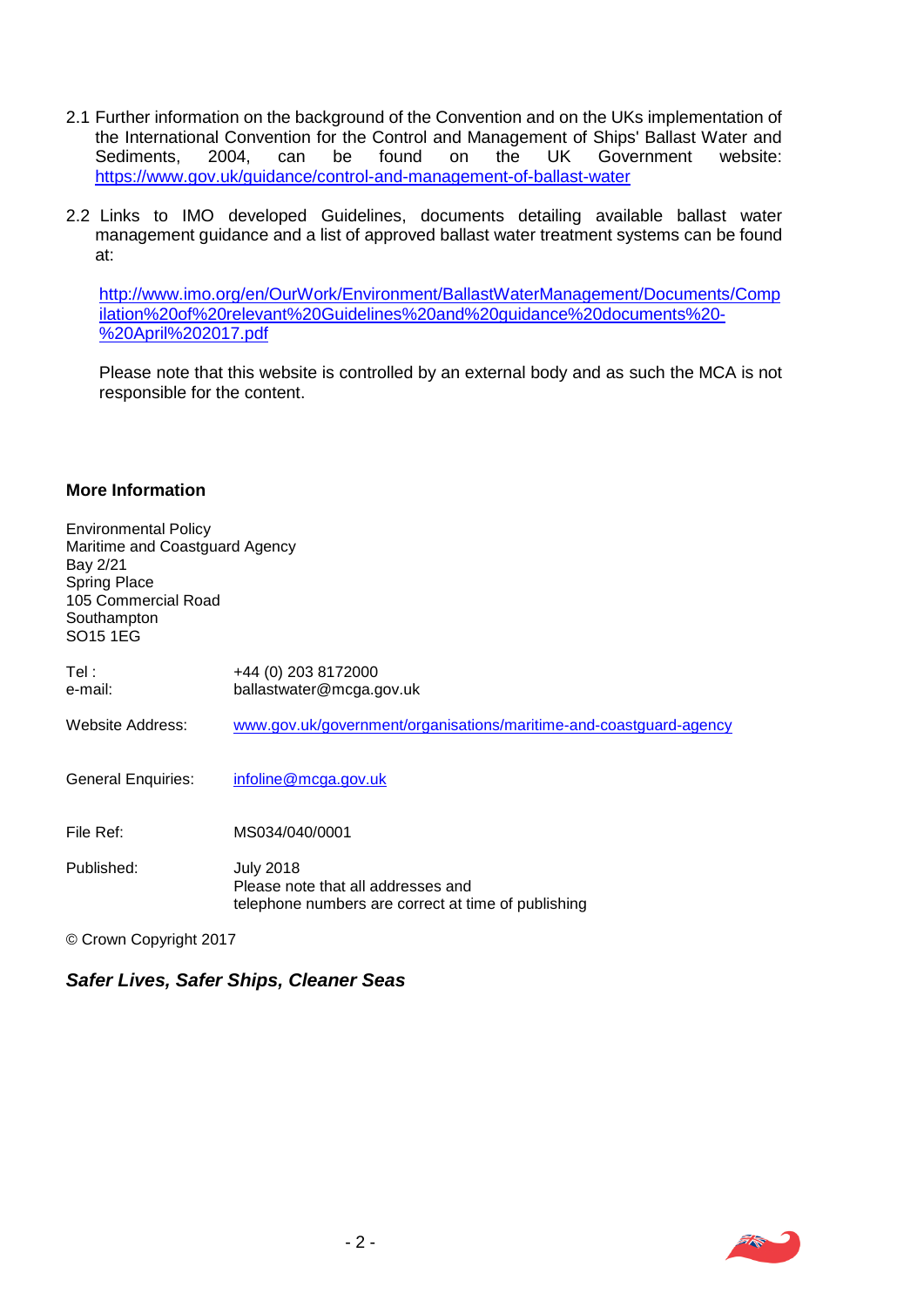2.1 Further information on the background of the Convention and on the UKs implementation of the International Convention for the Control and Management of Ships' Ballast Water and Sediments, 2004, can be found on the UK Government website: https://www.gov.uk/guidance/control-and-management-of-ballast-water

2.2 Links to IMO developed Guidelines, documents detailing available ballast water management guidance and a list of approved ballast water treatment systems can be found at:

http://www.imo.org/en/OurWork/Environment/BallastWaterManagement/Documents/Compilation%20of%20relevant%20Guidelines%20and%20guidance%20documents%20-%20April%202017.pdf

Please note that this website is controlled by an external body and as such the MCA is not responsible for the content.

**More Information**

Environmental Policy
Maritime and Coastguard Agency
Bay 2/21
Spring Place
105 Commercial Road
Southampton
SO15 1EG

| | |
|---|---|
| Tel : | +44 (0) 203 8172000 |
| e-mail: | ballastwater@mcga.gov.uk |
| Website Address: | www.gov.uk/government/organisations/maritime-and-coastguard-agency |
| General Enquiries: | infoline@mcga.gov.uk |
| File Ref: | MS034/040/0001 |
| Published: | July 2018<br>Please note that all addresses and telephone numbers are correct at time of publishing |

© Crown Copyright 2017

***Safer Lives, Safer Ships, Cleaner Seas***